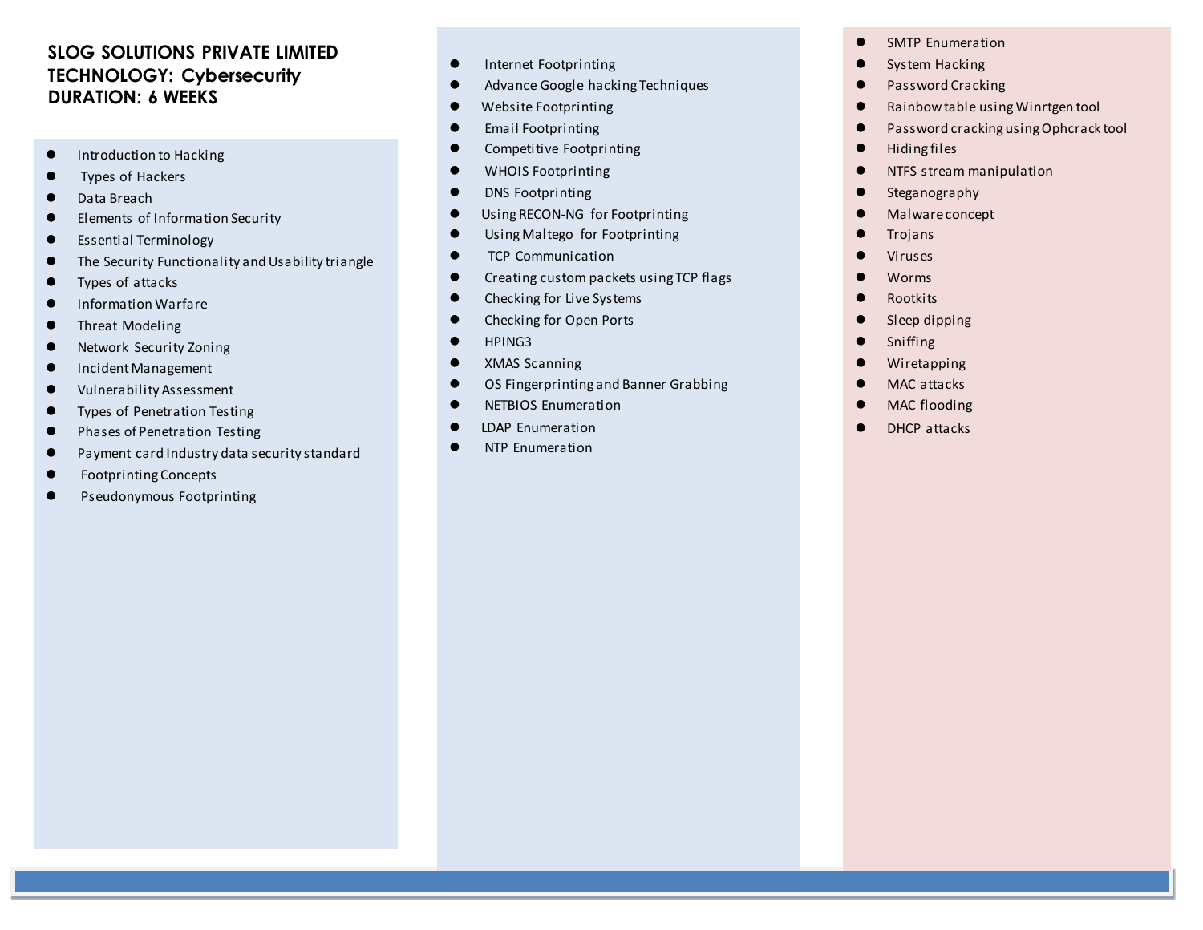**SLOG SOLUTIONS PRIVATE LIMITED**
**TECHNOLOGY: Cybersecurity**
**DURATION: 6 WEEKS**

- Introduction to Hacking
- Types of Hackers
- Data Breach
- Elements of Information Security
- Essential Terminology
- The Security Functionality and Usability triangle
- Types of attacks
- Information Warfare
- Threat Modeling
- Network Security Zoning
- Incident Management
- Vulnerability Assessment
- Types of Penetration Testing
- Phases of Penetration Testing
- Payment card Industry data security standard
- Footprinting Concepts
- Pseudonymous Footprinting
- Internet Footprinting
- Advance Google hacking Techniques
- Website Footprinting
- Email Footprinting
- Competitive Footprinting
- WHOIS Footprinting
- DNS Footprinting
- Using RECON-NG for Footprinting
- Using Maltego for Footprinting
- TCP Communication
- Creating custom packets using TCP flags
- Checking for Live Systems
- Checking for Open Ports
- HPING3
- XMAS Scanning
- OS Fingerprinting and Banner Grabbing
- NETBIOS Enumeration
- LDAP Enumeration
- NTP Enumeration
- SMTP Enumeration
- System Hacking
- Password Cracking
- Rainbow table using Winrtgen tool
- Password cracking using Ophcrack tool
- Hiding files
- NTFS stream manipulation
- Steganography
- Malware concept
- Trojans
- Viruses
- Worms
- Rootkits
- Sleep dipping
- Sniffing
- Wiretapping
- MAC attacks
- MAC flooding
- DHCP attacks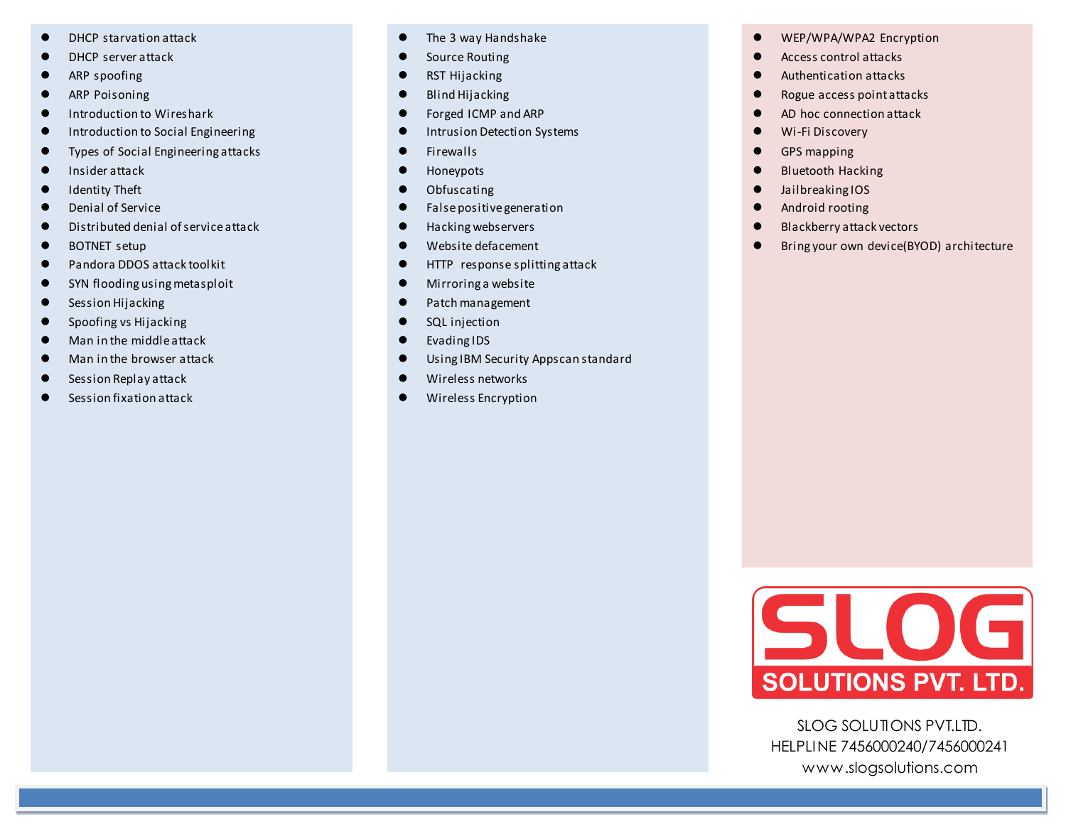- DHCP starvation attack
- DHCP server attack
- ARP spoofing
- ARP Poisoning
- Introduction to Wireshark
- Introduction to Social Engineering
- Types of Social Engineering attacks
- Insider attack
- Identity Theft
- Denial of Service
- Distributed denial of service attack
- BOTNET setup
- Pandora DDOS attack toolkit
- SYN flooding using metasploit
- Session Hijacking
- Spoofing vs Hijacking
- Man in the middle attack
- Man in the browser attack
- Session Replay attack
- Session fixation attack

- The 3 way Handshake
- Source Routing
- RST Hijacking
- Blind Hijacking
- Forged ICMP and ARP
- Intrusion Detection Systems
- Firewalls
- Honeypots
- Obfuscating
- False positive generation
- Hacking webservers
- Website defacement
- HTTP response splitting attack
- Mirroring a website
- Patch management
- SQL injection
- Evading IDS
- Using IBM Security Appscan standard
- Wireless networks
- Wireless Encryption

- WEP/WPA/WPA2 Encryption
- Access control attacks
- Authentication attacks
- Rogue access point attacks
- AD hoc connection attack
- Wi-Fi Discovery
- GPS mapping
- Bluetooth Hacking
- Jailbreaking IOS
- Android rooting
- Blackberry attack vectors
- Bring your own device(BYOD) architecture

SLOG SOLUTIONS PVT. LTD.

SLOG SOLUTIONS PVT.LTD.
HELPLINE 7456000240/7456000241
www.slogsolutions.com